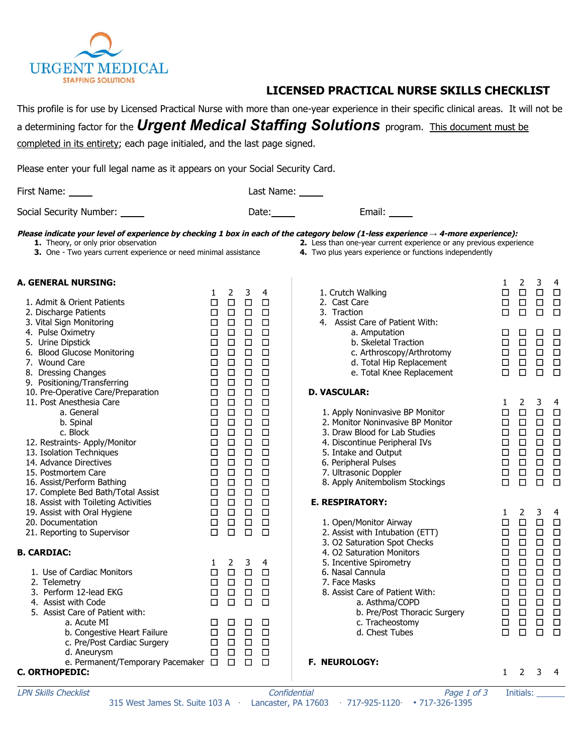URGENT MEDICAL STAFFING SOLUTIONS

# LICENSED PRACTICAL NURSE SKILLS CHECKLIST

This profile is for use by Licensed Practical Nurse with more than one-year experience in their specific clinical areas. It will not be a determining factor for the ***Urgent Medical Staffing Solutions*** program. This document must be completed in its entirety; each page initialed, and the last page signed.

Please enter your full legal name as it appears on your Social Security Card.

First Name: ____ Last Name: ____

Social Security Number: ____ Date:____ Email: ____

***Please indicate your level of experience by checking 1 box in each of the category below (1-less experience → 4-more experience):***

1. Theory, or only prior observation
2. Less than one-year current experience or any previous experience
3. One - Two years current experience or need minimal assistance
4. Two plus years experience or functions independently

## A. GENERAL NURSING:

| | 1 | 2 | 3 | 4 |
|---|---|---|---|---|
| 1. Admit & Orient Patients | ☐ | ☐ | ☐ | ☐ |
| 2. Discharge Patients | ☐ | ☐ | ☐ | ☐ |
| 3. Vital Sign Monitoring | ☐ | ☐ | ☐ | ☐ |
| 4. Pulse Oximetry | ☐ | ☐ | ☐ | ☐ |
| 5. Urine Dipstick | ☐ | ☐ | ☐ | ☐ |
| 6. Blood Glucose Monitoring | ☐ | ☐ | ☐ | ☐ |
| 7. Wound Care | ☐ | ☐ | ☐ | ☐ |
| 8. Dressing Changes | ☐ | ☐ | ☐ | ☐ |
| 9. Positioning/Transferring | ☐ | ☐ | ☐ | ☐ |
| 10. Pre-Operative Care/Preparation | ☐ | ☐ | ☐ | ☐ |
| 11. Post Anesthesia Care | ☐ | ☐ | ☐ | ☐ |
| a. General | ☐ | ☐ | ☐ | ☐ |
| b. Spinal | ☐ | ☐ | ☐ | ☐ |
| c. Block | ☐ | ☐ | ☐ | ☐ |
| 12. Restraints- Apply/Monitor | ☐ | ☐ | ☐ | ☐ |
| 13. Isolation Techniques | ☐ | ☐ | ☐ | ☐ |
| 14. Advance Directives | ☐ | ☐ | ☐ | ☐ |
| 15. Postmortem Care | ☐ | ☐ | ☐ | ☐ |
| 16. Assist/Perform Bathing | ☐ | ☐ | ☐ | ☐ |
| 17. Complete Bed Bath/Total Assist | ☐ | ☐ | ☐ | ☐ |
| 18. Assist with Toileting Activities | ☐ | ☐ | ☐ | ☐ |
| 19. Assist with Oral Hygiene | ☐ | ☐ | ☐ | ☐ |
| 20. Documentation | ☐ | ☐ | ☐ | ☐ |
| 21. Reporting to Supervisor | ☐ | ☐ | ☐ | ☐ |

## B. CARDIAC:

| | 1 | 2 | 3 | 4 |
|---|---|---|---|---|
| 1. Use of Cardiac Monitors | ☐ | ☐ | ☐ | ☐ |
| 2. Telemetry | ☐ | ☐ | ☐ | ☐ |
| 3. Perform 12-lead EKG | ☐ | ☐ | ☐ | ☐ |
| 4. Assist with Code | ☐ | ☐ | ☐ | ☐ |
| 5. Assist Care of Patient with: | | | | |
| a. Acute MI | ☐ | ☐ | ☐ | ☐ |
| b. Congestive Heart Failure | ☐ | ☐ | ☐ | ☐ |
| c. Pre/Post Cardiac Surgery | ☐ | ☐ | ☐ | ☐ |
| d. Aneurysm | ☐ | ☐ | ☐ | ☐ |
| e. Permanent/Temporary Pacemaker | ☐ | ☐ | ☐ | ☐ |

## C. ORTHOPEDIC:

| | 1 | 2 | 3 | 4 |
|---|---|---|---|---|
| 1. Crutch Walking | ☐ | ☐ | ☐ | ☐ |
| 2. Cast Care | ☐ | ☐ | ☐ | ☐ |
| 3. Traction | ☐ | ☐ | ☐ | ☐ |
| 4. Assist Care of Patient With: | | | | |
| a. Amputation | ☐ | ☐ | ☐ | ☐ |
| b. Skeletal Traction | ☐ | ☐ | ☐ | ☐ |
| c. Arthroscopy/Arthrotomy | ☐ | ☐ | ☐ | ☐ |
| d. Total Hip Replacement | ☐ | ☐ | ☐ | ☐ |
| e. Total Knee Replacement | ☐ | ☐ | ☐ | ☐ |

## D. VASCULAR:

| | 1 | 2 | 3 | 4 |
|---|---|---|---|---|
| 1. Apply Noninvasive BP Monitor | ☐ | ☐ | ☐ | ☐ |
| 2. Monitor Noninvasive BP Monitor | ☐ | ☐ | ☐ | ☐ |
| 3. Draw Blood for Lab Studies | ☐ | ☐ | ☐ | ☐ |
| 4. Discontinue Peripheral IVs | ☐ | ☐ | ☐ | ☐ |
| 5. Intake and Output | ☐ | ☐ | ☐ | ☐ |
| 6. Peripheral Pulses | ☐ | ☐ | ☐ | ☐ |
| 7. Ultrasonic Doppler | ☐ | ☐ | ☐ | ☐ |
| 8. Apply Antiembolism Stockings | ☐ | ☐ | ☐ | ☐ |

## E. RESPIRATORY:

| | 1 | 2 | 3 | 4 |
|---|---|---|---|---|
| 1. Open/Monitor Airway | ☐ | ☐ | ☐ | ☐ |
| 2. Assist with Intubation (ETT) | ☐ | ☐ | ☐ | ☐ |
| 3. O2 Saturation Spot Checks | ☐ | ☐ | ☐ | ☐ |
| 4. O2 Saturation Monitors | ☐ | ☐ | ☐ | ☐ |
| 5. Incentive Spirometry | ☐ | ☐ | ☐ | ☐ |
| 6. Nasal Cannula | ☐ | ☐ | ☐ | ☐ |
| 7. Face Masks | ☐ | ☐ | ☐ | ☐ |
| 8. Assist Care of Patient With: | ☐ | ☐ | ☐ | ☐ |
| a. Asthma/COPD | ☐ | ☐ | ☐ | ☐ |
| b. Pre/Post Thoracic Surgery | ☐ | ☐ | ☐ | ☐ |
| c. Tracheostomy | ☐ | ☐ | ☐ | ☐ |
| d. Chest Tubes | ☐ | ☐ | ☐ | ☐ |

## F. NEUROLOGY:

| | 1 | 2 | 3 | 4 |
|---|---|---|---|---|

Initials: ______

315 West James St. Suite 103 A · Lancaster, PA 17603 · 717-925-1120 · 717-326-1395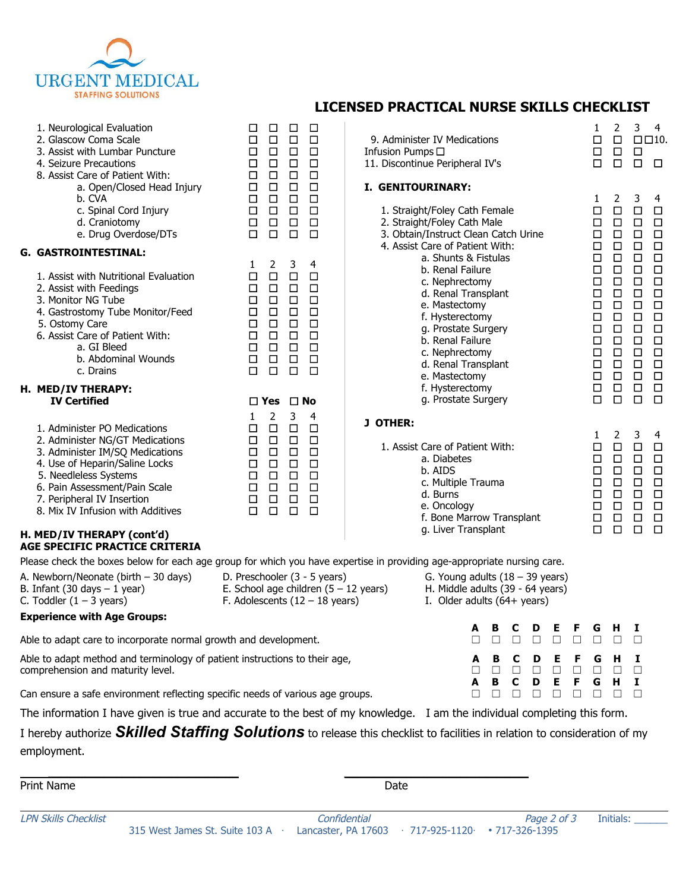URGENT MEDICAL STAFFING SOLUTIONS

# LICENSED PRACTICAL NURSE SKILLS CHECKLIST

| | 1 | 2 | 3 | 4 |
|---|---|---|---|---|
| 1. Neurological Evaluation | ☐ | ☐ | ☐ | ☐ |
| 2. Glascow Coma Scale | ☐ | ☐ | ☐ | ☐ |
| 3. Assist with Lumbar Puncture | ☐ | ☐ | ☐ | ☐ |
| 4. Seizure Precautions | ☐ | ☐ | ☐ | ☐ |
| 8. Assist Care of Patient With: | ☐ | ☐ | ☐ | ☐ |
| a. Open/Closed Head Injury | ☐ | ☐ | ☐ | ☐ |
| b. CVA | ☐ | ☐ | ☐ | ☐ |
| c. Spinal Cord Injury | ☐ | ☐ | ☐ | ☐ |
| d. Craniotomy | ☐ | ☐ | ☐ | ☐ |
| e. Drug Overdose/DTs | ☐ | ☐ | ☐ | ☐ |

## G. GASTROINTESTINAL:

| | 1 | 2 | 3 | 4 |
|---|---|---|---|---|
| 1. Assist with Nutritional Evaluation | ☐ | ☐ | ☐ | ☐ |
| 2. Assist with Feedings | ☐ | ☐ | ☐ | ☐ |
| 3. Monitor NG Tube | ☐ | ☐ | ☐ | ☐ |
| 4. Gastrostomy Tube Monitor/Feed | ☐ | ☐ | ☐ | ☐ |
| 5. Ostomy Care | ☐ | ☐ | ☐ | ☐ |
| 6. Assist Care of Patient With: | ☐ | ☐ | ☐ | ☐ |
| a. GI Bleed | ☐ | ☐ | ☐ | ☐ |
| b. Abdominal Wounds | ☐ | ☐ | ☐ | ☐ |
| c. Drains | ☐ | ☐ | ☐ | ☐ |

## H. MED/IV THERAPY:

**IV Certified** ☐ **Yes** ☐ **No**

| | 1 | 2 | 3 | 4 |
|---|---|---|---|---|
| 1. Administer PO Medications | ☐ | ☐ | ☐ | ☐ |
| 2. Administer NG/GT Medications | ☐ | ☐ | ☐ | ☐ |
| 3. Administer IM/SQ Medications | ☐ | ☐ | ☐ | ☐ |
| 4. Use of Heparin/Saline Locks | ☐ | ☐ | ☐ | ☐ |
| 5. Needleless Systems | ☐ | ☐ | ☐ | ☐ |
| 6. Pain Assessment/Pain Scale | ☐ | ☐ | ☐ | ☐ |
| 7. Peripheral IV Insertion | ☐ | ☐ | ☐ | ☐ |
| 8. Mix IV Infusion with Additives | ☐ | ☐ | ☐ | ☐ |

| | 1 | 2 | 3 | 4 |
|---|---|---|---|---|
| 9. Administer IV Medications | ☐ | ☐ | ☐ | ☐10. |
| Infusion Pumps ☐ | ☐ | ☐ | ☐ | |
| 11. Discontinue Peripheral IV's | ☐ | ☐ | ☐ | ☐ |

## I. GENITOURINARY:

| | 1 | 2 | 3 | 4 |
|---|---|---|---|---|
| 1. Straight/Foley Cath Female | ☐ | ☐ | ☐ | ☐ |
| 2. Straight/Foley Cath Male | ☐ | ☐ | ☐ | ☐ |
| 3. Obtain/Instruct Clean Catch Urine | ☐ | ☐ | ☐ | ☐ |
| 4. Assist Care of Patient With: | ☐ | ☐ | ☐ | ☐ |
| a. Shunts & Fistulas | ☐ | ☐ | ☐ | ☐ |
| b. Renal Failure | ☐ | ☐ | ☐ | ☐ |
| c. Nephrectomy | ☐ | ☐ | ☐ | ☐ |
| d. Renal Transplant | ☐ | ☐ | ☐ | ☐ |
| e. Mastectomy | ☐ | ☐ | ☐ | ☐ |
| f. Hysterectomy | ☐ | ☐ | ☐ | ☐ |
| g. Prostate Surgery | ☐ | ☐ | ☐ | ☐ |
| b. Renal Failure | ☐ | ☐ | ☐ | ☐ |
| c. Nephrectomy | ☐ | ☐ | ☐ | ☐ |
| d. Renal Transplant | ☐ | ☐ | ☐ | ☐ |
| e. Mastectomy | ☐ | ☐ | ☐ | ☐ |
| f. Hysterectomy | ☐ | ☐ | ☐ | ☐ |
| g. Prostate Surgery | ☐ | ☐ | ☐ | ☐ |

## J OTHER:

| | 1 | 2 | 3 | 4 |
|---|---|---|---|---|
| 1. Assist Care of Patient With: | ☐ | ☐ | ☐ | ☐ |
| a. Diabetes | ☐ | ☐ | ☐ | ☐ |
| b. AIDS | ☐ | ☐ | ☐ | ☐ |
| c. Multiple Trauma | ☐ | ☐ | ☐ | ☐ |
| d. Burns | ☐ | ☐ | ☐ | ☐ |
| e. Oncology | ☐ | ☐ | ☐ | ☐ |
| f. Bone Marrow Transplant | ☐ | ☐ | ☐ | ☐ |
| g. Liver Transplant | ☐ | ☐ | ☐ | ☐ |

## H. MED/IV THERAPY (cont'd)
## AGE SPECIFIC PRACTICE CRITERIA

Please check the boxes below for each age group for which you have expertise in providing age-appropriate nursing care.

A. Newborn/Neonate (birth – 30 days)
B. Infant (30 days – 1 year)
C. Toddler (1 – 3 years)
D. Preschooler (3 - 5 years)
E. School age children (5 – 12 years)
F. Adolescents (12 – 18 years)
G. Young adults (18 – 39 years)
H. Middle adults (39 - 64 years)
I. Older adults (64+ years)

**Experience with Age Groups:**

| | A | B | C | D | E | F | G | H | I |
|---|---|---|---|---|---|---|---|---|---|
| Able to adapt care to incorporate normal growth and development. | ☐ | ☐ | ☐ | ☐ | ☐ | ☐ | ☐ | ☐ | ☐ |
| Able to adapt method and terminology of patient instructions to their age, comprehension and maturity level. | ☐ | ☐ | ☐ | ☐ | ☐ | ☐ | ☐ | ☐ | ☐ |
| Can ensure a safe environment reflecting specific needs of various age groups. | ☐ | ☐ | ☐ | ☐ | ☐ | ☐ | ☐ | ☐ | ☐ |

The information I have given is true and accurate to the best of my knowledge. I am the individual completing this form.

I hereby authorize ***Skilled Staffing Solutions*** to release this checklist to facilities in relation to consideration of my employment.

______________________________ ______________________________
Print Name Date

*LPN Skills Checklist* *Confidential* Initials: ______

315 West James St. Suite 103 A · Lancaster, PA 17603 · 717-925-1120· • 717-326-1395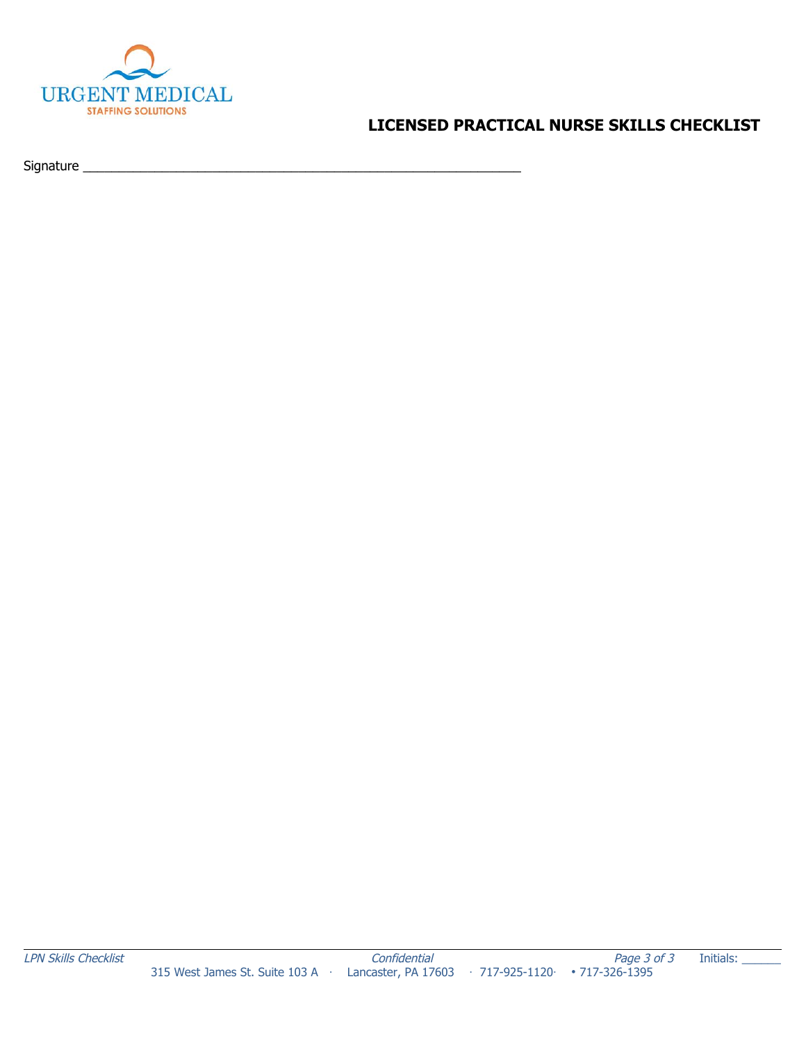URGENT MEDICAL
STAFFING SOLUTIONS

## LICENSED PRACTICAL NURSE SKILLS CHECKLIST

Signature ____________________________________________________________